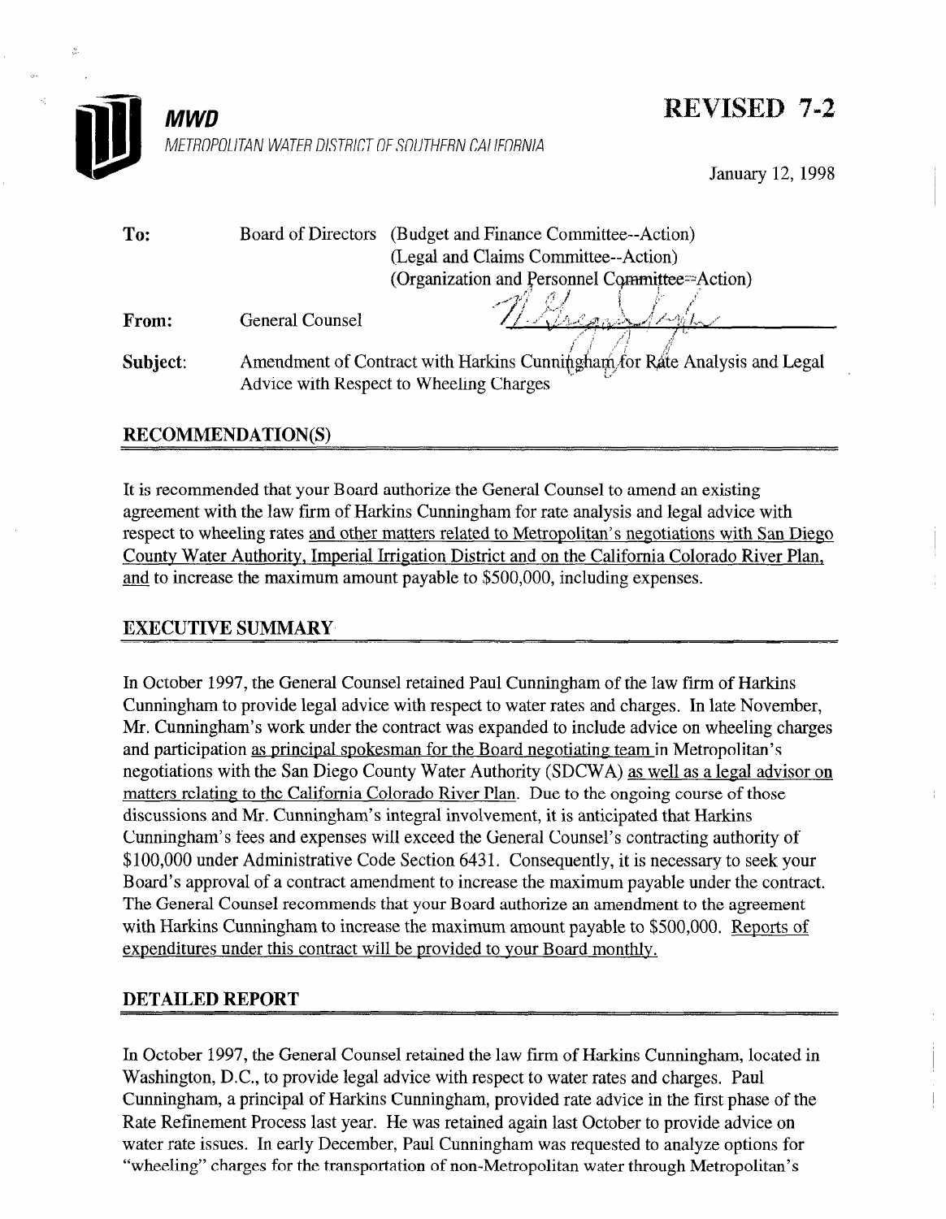**MWD**

METROPOLITAN WATER DISTRICT OF SOUTHERN CALIFORNIA

**REVISED 7-2**

January 12, 1998

| | | |
|---|---|---|
| **To:** | Board of Directors | (Budget and Finance Committee--Action) (Legal and Claims Committee--Action) (Organization and Personnel Committee--Action) |
| **From:** | General Counsel | |
| **Subject:** | Amendment of Contract with Harkins Cunningham for Rate Analysis and Legal Advice with Respect to Wheeling Charges | |

## RECOMMENDATION(S)

It is recommended that your Board authorize the General Counsel to amend an existing agreement with the law firm of Harkins Cunningham for rate analysis and legal advice with respect to wheeling rates and other matters related to Metropolitan's negotiations with San Diego County Water Authority, Imperial Irrigation District and on the California Colorado River Plan, and to increase the maximum amount payable to $500,000, including expenses.

## EXECUTIVE SUMMARY

In October 1997, the General Counsel retained Paul Cunningham of the law firm of Harkins Cunningham to provide legal advice with respect to water rates and charges. In late November, Mr. Cunningham's work under the contract was expanded to include advice on wheeling charges and participation as principal spokesman for the Board negotiating team in Metropolitan's negotiations with the San Diego County Water Authority (SDCWA) as well as a legal advisor on matters relating to the California Colorado River Plan. Due to the ongoing course of those discussions and Mr. Cunningham's integral involvement, it is anticipated that Harkins Cunningham's fees and expenses will exceed the General Counsel's contracting authority of $100,000 under Administrative Code Section 6431. Consequently, it is necessary to seek your Board's approval of a contract amendment to increase the maximum payable under the contract. The General Counsel recommends that your Board authorize an amendment to the agreement with Harkins Cunningham to increase the maximum amount payable to $500,000. Reports of expenditures under this contract will be provided to your Board monthly.

## DETAILED REPORT

In October 1997, the General Counsel retained the law firm of Harkins Cunningham, located in Washington, D.C., to provide legal advice with respect to water rates and charges. Paul Cunningham, a principal of Harkins Cunningham, provided rate advice in the first phase of the Rate Refinement Process last year. He was retained again last October to provide advice on water rate issues. In early December, Paul Cunningham was requested to analyze options for "wheeling" charges for the transportation of non-Metropolitan water through Metropolitan's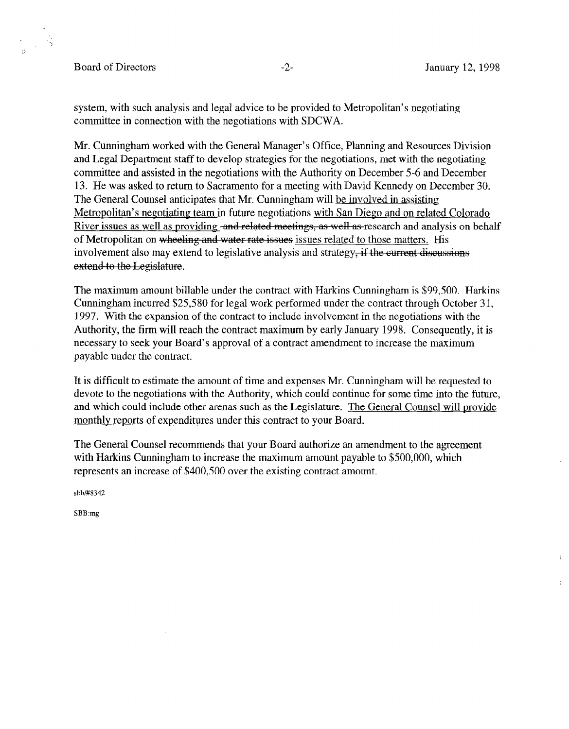system, with such analysis and legal advice to be provided to Metropolitan's negotiating committee in connection with the negotiations with SDCWA.

Mr. Cunningham worked with the General Manager's Office, Planning and Resources Division and Legal Department staff to develop strategies for the negotiations, met with the negotiating committee and assisted in the negotiations with the Authority on December 5-6 and December 13. He was asked to return to Sacramento for a meeting with David Kennedy on December 30. The General Counsel anticipates that Mr. Cunningham will be involved in assisting Metropolitan's negotiating team in future negotiations with San Diego and on related Colorado River issues as well as providing ~~and related meetings, as well as~~ research and analysis on behalf of Metropolitan on ~~wheeling and water rate issues~~ issues related to those matters. His involvement also may extend to legislative analysis and strategy~~, if the current discussions extend to the Legislature~~.

The maximum amount billable under the contract with Harkins Cunningham is $99,500. Harkins Cunningham incurred $25,580 for legal work performed under the contract through October 31, 1997. With the expansion of the contract to include involvement in the negotiations with the Authority, the firm will reach the contract maximum by early January 1998. Consequently, it is necessary to seek your Board's approval of a contract amendment to increase the maximum payable under the contract.

It is difficult to estimate the amount of time and expenses Mr. Cunningham will be requested to devote to the negotiations with the Authority, which could continue for some time into the future, and which could include other arenas such as the Legislature. The General Counsel will provide monthly reports of expenditures under this contract to your Board.

The General Counsel recommends that your Board authorize an amendment to the agreement with Harkins Cunningham to increase the maximum amount payable to $500,000, which represents an increase of $400,500 over the existing contract amount.

sbb/#8342

SBB:mg